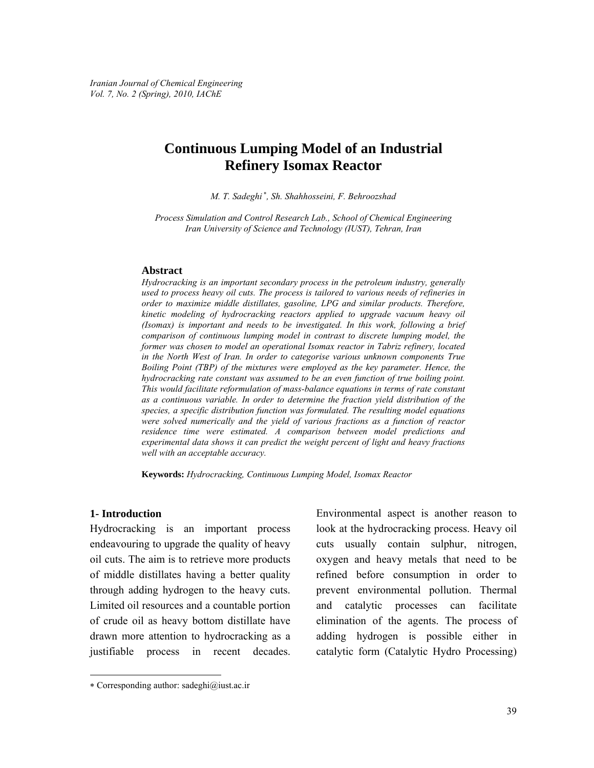# Continuous Lumping Model of an Industrial Refinery Isomax Reactor

*M. T. Sadeghi[∗], Sh. Shahhosseini, F. Behroozshad*

*Process Simulation and Control Research Lab., School of Chemical Engineering*
*Iran University of Science and Technology (IUST), Tehran, Iran*

## Abstract

*Hydrocracking is an important secondary process in the petroleum industry, generally used to process heavy oil cuts. The process is tailored to various needs of refineries in order to maximize middle distillates, gasoline, LPG and similar products. Therefore, kinetic modeling of hydrocracking reactors applied to upgrade vacuum heavy oil (Isomax) is important and needs to be investigated. In this work, following a brief comparison of continuous lumping model in contrast to discrete lumping model, the former was chosen to model an operational Isomax reactor in Tabriz refinery, located in the North West of Iran. In order to categorise various unknown components True Boiling Point (TBP) of the mixtures were employed as the key parameter. Hence, the hydrocracking rate constant was assumed to be an even function of true boiling point. This would facilitate reformulation of mass-balance equations in terms of rate constant as a continuous variable. In order to determine the fraction yield distribution of the species, a specific distribution function was formulated. The resulting model equations were solved numerically and the yield of various fractions as a function of reactor residence time were estimated. A comparison between model predictions and experimental data shows it can predict the weight percent of light and heavy fractions well with an acceptable accuracy.*

**Keywords:** *Hydrocracking, Continuous Lumping Model, Isomax Reactor*

## 1- Introduction

Hydrocracking is an important process endeavouring to upgrade the quality of heavy oil cuts. The aim is to retrieve more products of middle distillates having a better quality through adding hydrogen to the heavy cuts. Limited oil resources and a countable portion of crude oil as heavy bottom distillate have drawn more attention to hydrocracking as a justifiable process in recent decades. Environmental aspect is another reason to look at the hydrocracking process. Heavy oil cuts usually contain sulphur, nitrogen, oxygen and heavy metals that need to be refined before consumption in order to prevent environmental pollution. Thermal and catalytic processes can facilitate elimination of the agents. The process of adding hydrogen is possible either in catalytic form (Catalytic Hydro Processing)

---

[∗] Corresponding author: sadeghi@iust.ac.ir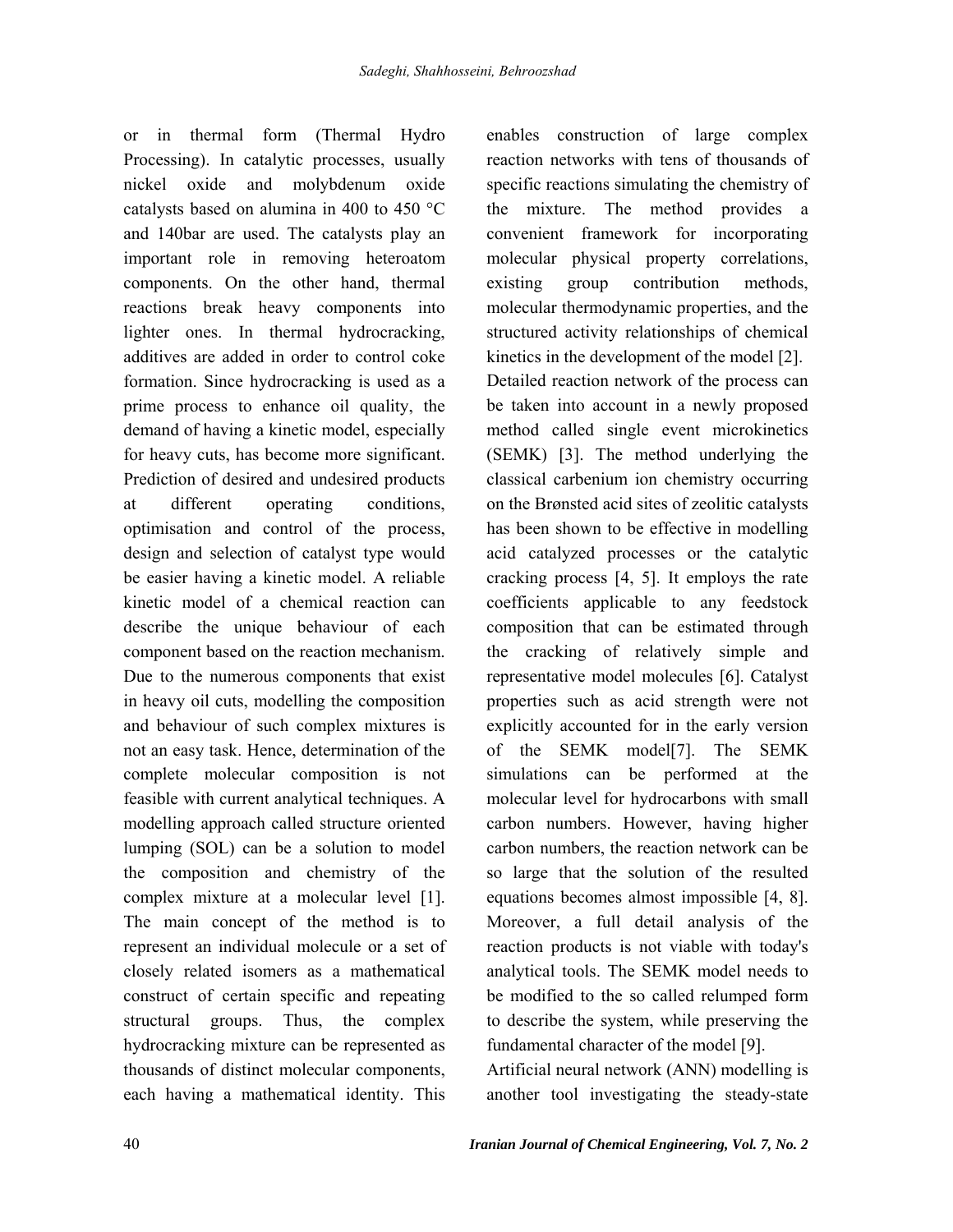or in thermal form (Thermal Hydro Processing). In catalytic processes, usually nickel oxide and molybdenum oxide catalysts based on alumina in 400 to 450 °C and 140bar are used. The catalysts play an important role in removing heteroatom components. On the other hand, thermal reactions break heavy components into lighter ones. In thermal hydrocracking, additives are added in order to control coke formation. Since hydrocracking is used as a prime process to enhance oil quality, the demand of having a kinetic model, especially for heavy cuts, has become more significant. Prediction of desired and undesired products at different operating conditions, optimisation and control of the process, design and selection of catalyst type would be easier having a kinetic model. A reliable kinetic model of a chemical reaction can describe the unique behaviour of each component based on the reaction mechanism. Due to the numerous components that exist in heavy oil cuts, modelling the composition and behaviour of such complex mixtures is not an easy task. Hence, determination of the complete molecular composition is not feasible with current analytical techniques. A modelling approach called structure oriented lumping (SOL) can be a solution to model the composition and chemistry of the complex mixture at a molecular level [1]. The main concept of the method is to represent an individual molecule or a set of closely related isomers as a mathematical construct of certain specific and repeating structural groups. Thus, the complex hydrocracking mixture can be represented as thousands of distinct molecular components, each having a mathematical identity. This enables construction of large complex reaction networks with tens of thousands of specific reactions simulating the chemistry of the mixture. The method provides a convenient framework for incorporating molecular physical property correlations, existing group contribution methods, molecular thermodynamic properties, and the structured activity relationships of chemical kinetics in the development of the model [2].

Detailed reaction network of the process can be taken into account in a newly proposed method called single event microkinetics (SEMK) [3]. The method underlying the classical carbenium ion chemistry occurring on the Brønsted acid sites of zeolitic catalysts has been shown to be effective in modelling acid catalyzed processes or the catalytic cracking process [4, 5]. It employs the rate coefficients applicable to any feedstock composition that can be estimated through the cracking of relatively simple and representative model molecules [6]. Catalyst properties such as acid strength were not explicitly accounted for in the early version of the SEMK model[7]. The SEMK simulations can be performed at the molecular level for hydrocarbons with small carbon numbers. However, having higher carbon numbers, the reaction network can be so large that the solution of the resulted equations becomes almost impossible [4, 8]. Moreover, a full detail analysis of the reaction products is not viable with today's analytical tools. The SEMK model needs to be modified to the so called relumped form to describe the system, while preserving the fundamental character of the model [9].

Artificial neural network (ANN) modelling is another tool investigating the steady-state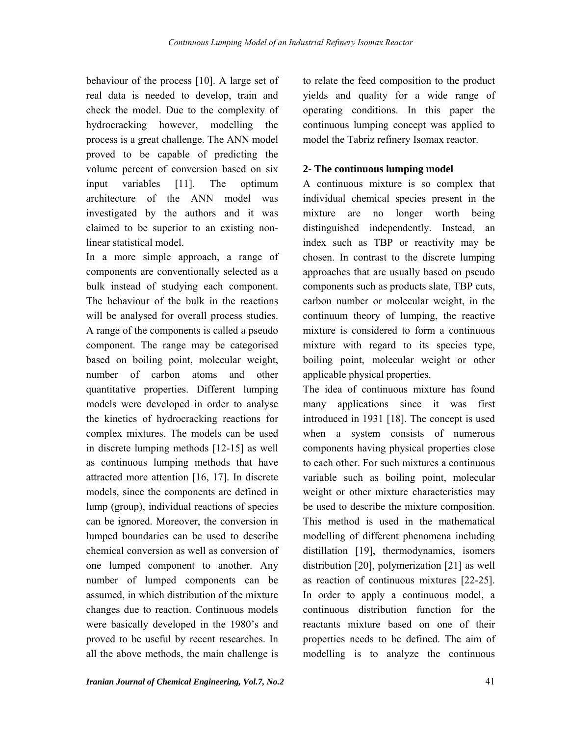behaviour of the process [10]. A large set of real data is needed to develop, train and check the model. Due to the complexity of hydrocracking however, modelling the process is a great challenge. The ANN model proved to be capable of predicting the volume percent of conversion based on six input variables [11]. The optimum architecture of the ANN model was investigated by the authors and it was claimed to be superior to an existing non-linear statistical model.

In a more simple approach, a range of components are conventionally selected as a bulk instead of studying each component. The behaviour of the bulk in the reactions will be analysed for overall process studies. A range of the components is called a pseudo component. The range may be categorised based on boiling point, molecular weight, number of carbon atoms and other quantitative properties. Different lumping models were developed in order to analyse the kinetics of hydrocracking reactions for complex mixtures. The models can be used in discrete lumping methods [12-15] as well as continuous lumping methods that have attracted more attention [16, 17]. In discrete models, since the components are defined in lump (group), individual reactions of species can be ignored. Moreover, the conversion in lumped boundaries can be used to describe chemical conversion as well as conversion of one lumped component to another. Any number of lumped components can be assumed, in which distribution of the mixture changes due to reaction. Continuous models were basically developed in the 1980's and proved to be useful by recent researches. In all the above methods, the main challenge is to relate the feed composition to the product yields and quality for a wide range of operating conditions. In this paper the continuous lumping concept was applied to model the Tabriz refinery Isomax reactor.

## 2- The continuous lumping model

A continuous mixture is so complex that individual chemical species present in the mixture are no longer worth being distinguished independently. Instead, an index such as TBP or reactivity may be chosen. In contrast to the discrete lumping approaches that are usually based on pseudo components such as products slate, TBP cuts, carbon number or molecular weight, in the continuum theory of lumping, the reactive mixture is considered to form a continuous mixture with regard to its species type, boiling point, molecular weight or other applicable physical properties.

The idea of continuous mixture has found many applications since it was first introduced in 1931 [18]. The concept is used when a system consists of numerous components having physical properties close to each other. For such mixtures a continuous variable such as boiling point, molecular weight or other mixture characteristics may be used to describe the mixture composition. This method is used in the mathematical modelling of different phenomena including distillation [19], thermodynamics, isomers distribution [20], polymerization [21] as well as reaction of continuous mixtures [22-25]. In order to apply a continuous model, a continuous distribution function for the reactants mixture based on one of their properties needs to be defined. The aim of modelling is to analyze the continuous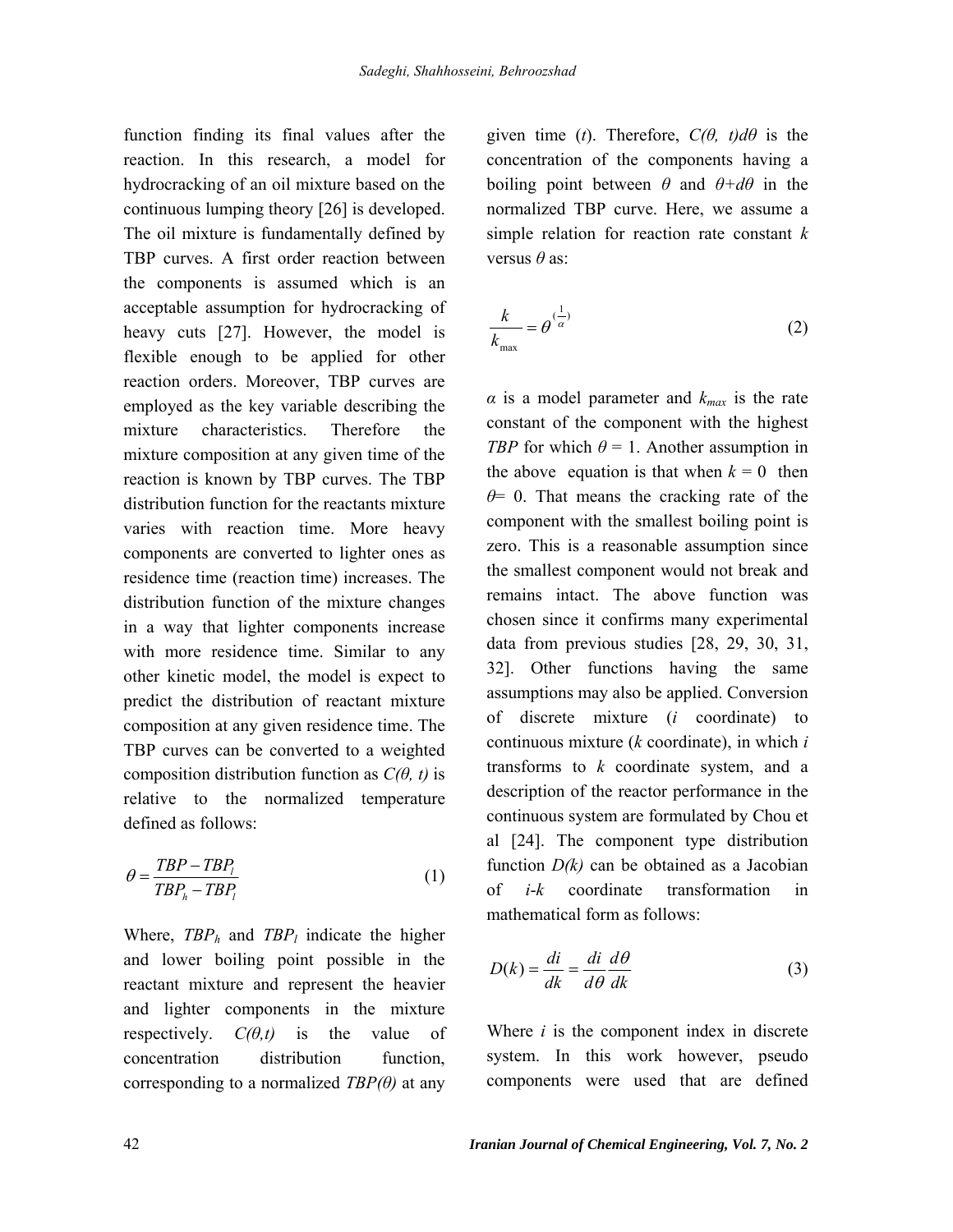function finding its final values after the reaction. In this research, a model for hydrocracking of an oil mixture based on the continuous lumping theory [26] is developed. The oil mixture is fundamentally defined by TBP curves. A first order reaction between the components is assumed which is an acceptable assumption for hydrocracking of heavy cuts [27]. However, the model is flexible enough to be applied for other reaction orders. Moreover, TBP curves are employed as the key variable describing the mixture characteristics. Therefore the mixture composition at any given time of the reaction is known by TBP curves. The TBP distribution function for the reactants mixture varies with reaction time. More heavy components are converted to lighter ones as residence time (reaction time) increases. The distribution function of the mixture changes in a way that lighter components increase with more residence time. Similar to any other kinetic model, the model is expect to predict the distribution of reactant mixture composition at any given residence time. The TBP curves can be converted to a weighted composition distribution function as $C(\theta, t)$ is relative to the normalized temperature defined as follows:

$$\theta = \frac{TBP - TBP_l}{TBP_h - TBP_l} \tag{1}$$

Where, $TBP_h$ and $TBP_l$ indicate the higher and lower boiling point possible in the reactant mixture and represent the heavier and lighter components in the mixture respectively. $C(\theta,t)$ is the value of concentration distribution function, corresponding to a normalized $TBP(\theta)$ at any given time ($t$). Therefore, $C(\theta, t)d\theta$ is the concentration of the components having a boiling point between $\theta$ and $\theta+d\theta$ in the normalized TBP curve. Here, we assume a simple relation for reaction rate constant $k$ versus $\theta$ as:

$$\frac{k}{k_{\max}} = \theta^{(\frac{1}{\alpha})} \tag{2}$$

$\alpha$ is a model parameter and $k_{max}$ is the rate constant of the component with the highest $TBP$ for which $\theta = 1$. Another assumption in the above equation is that when $k = 0$ then $\theta = 0$. That means the cracking rate of the component with the smallest boiling point is zero. This is a reasonable assumption since the smallest component would not break and remains intact. The above function was chosen since it confirms many experimental data from previous studies [28, 29, 30, 31, 32]. Other functions having the same assumptions may also be applied. Conversion of discrete mixture ($i$ coordinate) to continuous mixture ($k$ coordinate), in which $i$ transforms to $k$ coordinate system, and a description of the reactor performance in the continuous system are formulated by Chou et al [24]. The component type distribution function $D(k)$ can be obtained as a Jacobian of $i$-$k$ coordinate transformation in mathematical form as follows:

$$D(k) = \frac{di}{dk} = \frac{di}{d\theta}\frac{d\theta}{dk} \tag{3}$$

Where $i$ is the component index in discrete system. In this work however, pseudo components were used that are defined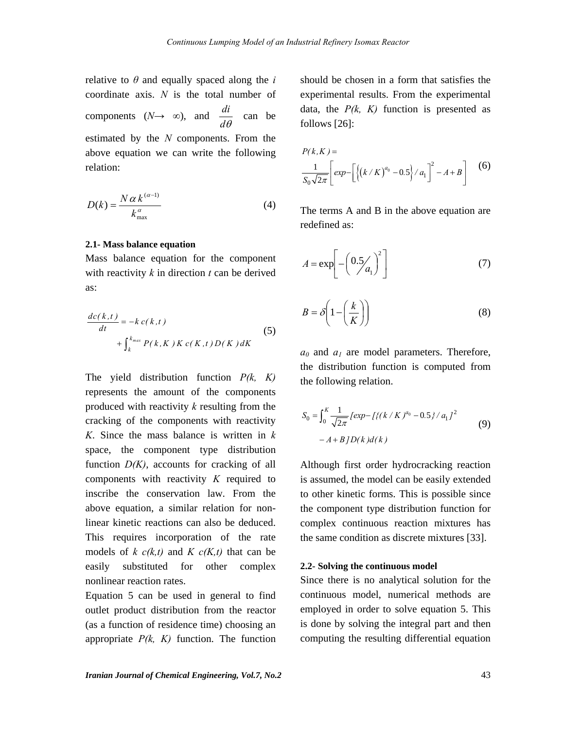relative to $\theta$ and equally spaced along the $i$ coordinate axis. $N$ is the total number of components ($N\rightarrow\infty$), and $\frac{di}{d\theta}$ can be estimated by the $N$ components. From the above equation we can write the following relation:

$$D(k)=\frac{N\,\alpha\,k^{(\alpha-1)}}{k_{\max}^{\alpha}} \tag{4}$$

### 2.1- Mass balance equation

Mass balance equation for the component with reactivity $k$ in direction $t$ can be derived as:

$$\frac{dc(k,t)}{dt}=-k\,c(k,t)+\int_{k}^{k_{max}}P(k,K)\,K\,c(K,t)\,D(K)\,dK \tag{5}$$

The yield distribution function $P(k, K)$ represents the amount of the components produced with reactivity $k$ resulting from the cracking of the components with reactivity $K$. Since the mass balance is written in $k$ space, the component type distribution function $D(K)$, accounts for cracking of all components with reactivity $K$ required to inscribe the conservation law. From the above equation, a similar relation for non-linear kinetic reactions can also be deduced. This requires incorporation of the rate models of $k\ c(k,t)$ and $K\ c(K,t)$ that can be easily substituted for other complex nonlinear reaction rates.

Equation 5 can be used in general to find outlet product distribution from the reactor (as a function of residence time) choosing an appropriate $P(k, K)$ function. The function should be chosen in a form that satisfies the experimental results. From the experimental data, the $P(k, K)$ function is presented as follows [26]:

$$P(k,K)=\frac{1}{S_0\sqrt{2\pi}}\left[exp-\left[\left\{\left(k/K\right)^{a_0}-0.5\right\}/a_1\right]^2-A+B\right] \tag{6}$$

The terms A and B in the above equation are redefined as:

$$A=\exp\left[-\left(0.5/a_1\right)^2\right] \tag{7}$$

$$B=\delta\left(1-\left(\frac{k}{K}\right)\right) \tag{8}$$

$a_0$ and $a_1$ are model parameters. Therefore, the distribution function is computed from the following relation.

$$S_0=\int_0^K\frac{1}{\sqrt{2\pi}}\left[exp-\left[\left\{(k/K)^{a_0}-0.5\right\}/a_1\right]^2-A+B\right]D(k)d(k) \tag{9}$$

Although first order hydrocracking reaction is assumed, the model can be easily extended to other kinetic forms. This is possible since the component type distribution function for complex continuous reaction mixtures has the same condition as discrete mixtures [33].

### 2.2- Solving the continuous model

Since there is no analytical solution for the continuous model, numerical methods are employed in order to solve equation 5. This is done by solving the integral part and then computing the resulting differential equation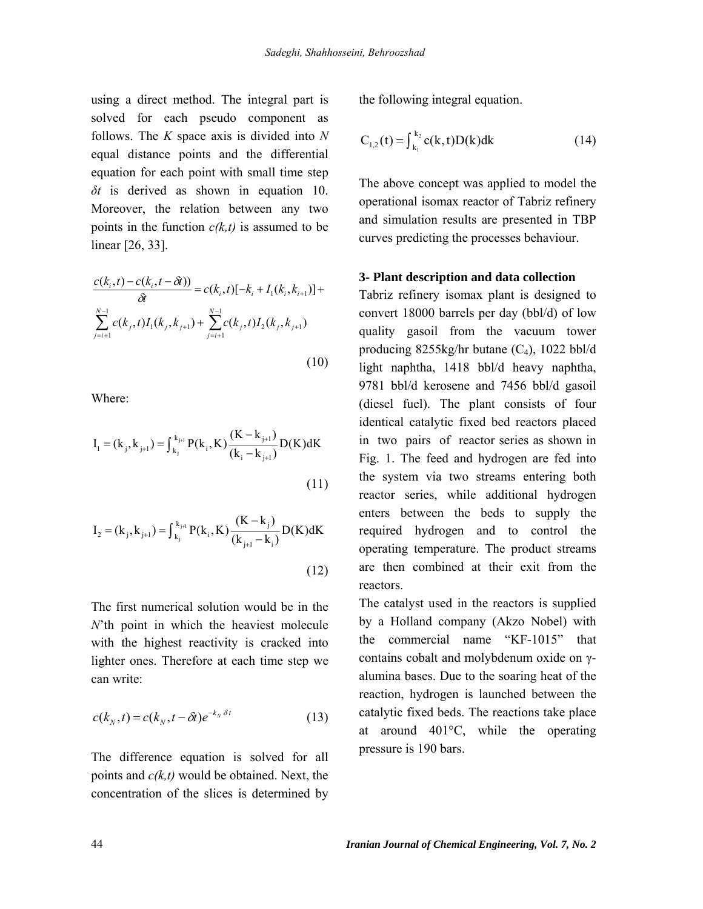using a direct method. The integral part is solved for each pseudo component as follows. The *K* space axis is divided into *N* equal distance points and the differential equation for each point with small time step $\delta t$ is derived as shown in equation 10. Moreover, the relation between any two points in the function *c(k,t)* is assumed to be linear [26, 33].

$$\frac{c(k_i,t)-c(k_i,t-\delta t))}{\delta t} = c(k_i,t)[-k_i + I_1(k_i,k_{i+1})] + \sum_{j=i+1}^{N-1} c(k_j,t)I_1(k_j,k_{j+1}) + \sum_{j=i+1}^{N-1} c(k_j,t)I_2(k_j,k_{j+1}) \tag{10}$$

Where:

$$I_1 = (k_j, k_{j+1}) = \int_{k_j}^{k_{j+1}} P(k_i, K)\frac{(K-k_{j+1})}{(k_i - k_{j+1})} D(K)dK \tag{11}$$

$$I_2 = (k_j, k_{j+1}) = \int_{k_j}^{k_{j+1}} P(k_i, K)\frac{(K-k_j)}{(k_{j+1} - k_i)} D(K)dK \tag{12}$$

The first numerical solution would be in the *N*'th point in which the heaviest molecule with the highest reactivity is cracked into lighter ones. Therefore at each time step we can write:

$$c(k_N,t) = c(k_N, t-\delta t)e^{-k_N \delta t} \tag{13}$$

The difference equation is solved for all points and *c(k,t)* would be obtained. Next, the concentration of the slices is determined by the following integral equation.

$$C_{1,2}(t) = \int_{k_1}^{k_2} c(k,t)D(k)dk \tag{14}$$

The above concept was applied to model the operational isomax reactor of Tabriz refinery and simulation results are presented in TBP curves predicting the processes behaviour.

## 3- Plant description and data collection

Tabriz refinery isomax plant is designed to convert 18000 barrels per day (bbl/d) of low quality gasoil from the vacuum tower producing 8255kg/hr butane ($C_4$), 1022 bbl/d light naphtha, 1418 bbl/d heavy naphtha, 9781 bbl/d kerosene and 7456 bbl/d gasoil (diesel fuel). The plant consists of four identical catalytic fixed bed reactors placed in two pairs of reactor series as shown in Fig. 1. The feed and hydrogen are fed into the system via two streams entering both reactor series, while additional hydrogen enters between the beds to supply the required hydrogen and to control the operating temperature. The product streams are then combined at their exit from the reactors.

The catalyst used in the reactors is supplied by a Holland company (Akzo Nobel) with the commercial name "KF-1015" that contains cobalt and molybdenum oxide on γ-alumina bases. Due to the soaring heat of the reaction, hydrogen is launched between the catalytic fixed beds. The reactions take place at around 401°C, while the operating pressure is 190 bars.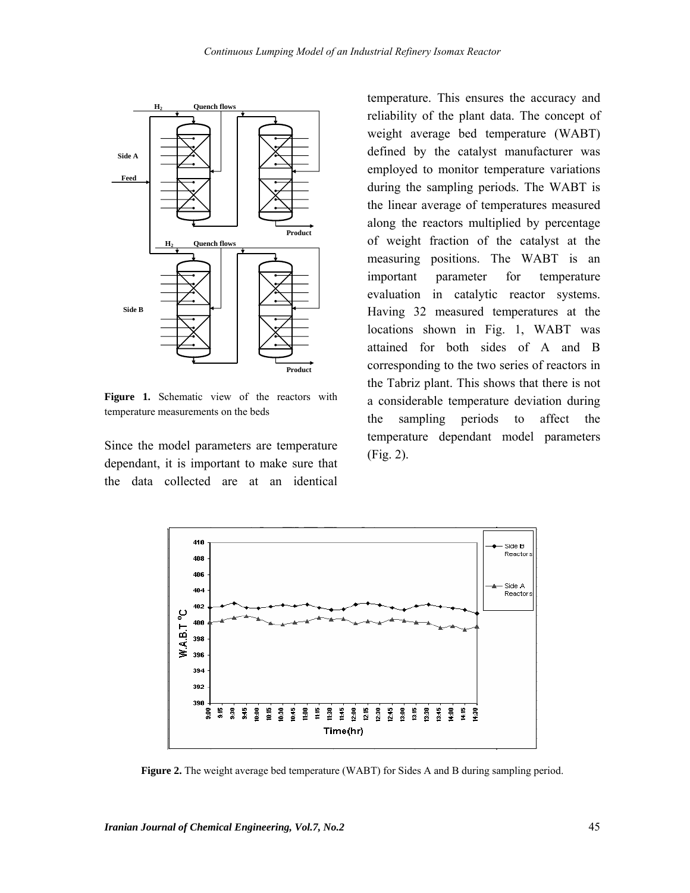Figure 1. Schematic view of the reactors with temperature measurements on the beds

Since the model parameters are temperature dependant, it is important to make sure that the data collected are at an identical temperature. This ensures the accuracy and reliability of the plant data. The concept of weight average bed temperature (WABT) defined by the catalyst manufacturer was employed to monitor temperature variations during the sampling periods. The WABT is the linear average of temperatures measured along the reactors multiplied by percentage of weight fraction of the catalyst at the measuring positions. The WABT is an important parameter for temperature evaluation in catalytic reactor systems. Having 32 measured temperatures at the locations shown in Fig. 1, WABT was attained for both sides of A and B corresponding to the two series of reactors in the Tabriz plant. This shows that there is not a considerable temperature deviation during the sampling periods to affect the temperature dependant model parameters (Fig. 2).

**Figure 2.** The weight average bed temperature (WABT) for Sides A and B during sampling period.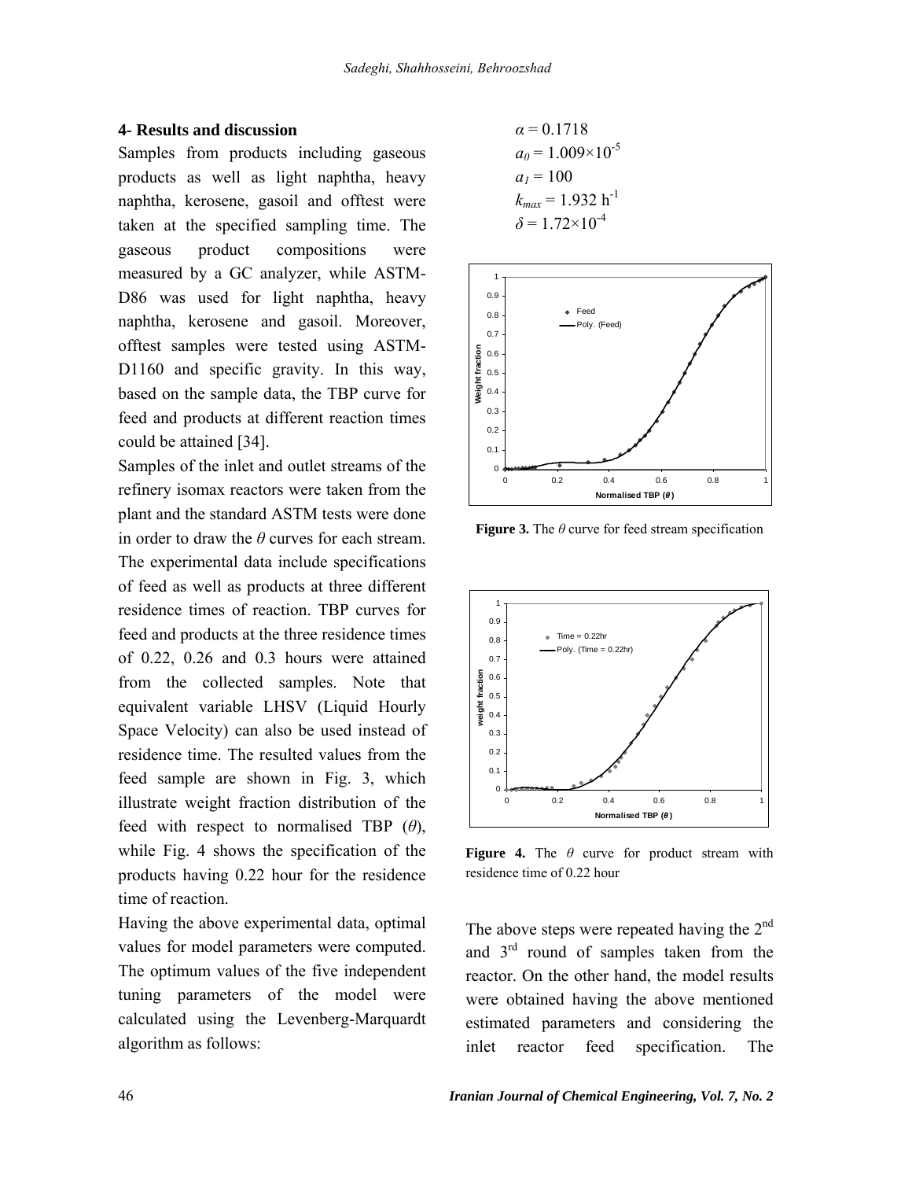## 4- Results and discussion

Samples from products including gaseous products as well as light naphtha, heavy naphtha, kerosene, gasoil and offtest were taken at the specified sampling time. The gaseous product compositions were measured by a GC analyzer, while ASTM-D86 was used for light naphtha, heavy naphtha, kerosene and gasoil. Moreover, offtest samples were tested using ASTM-D1160 and specific gravity. In this way, based on the sample data, the TBP curve for feed and products at different reaction times could be attained [34].

Samples of the inlet and outlet streams of the refinery isomax reactors were taken from the plant and the standard ASTM tests were done in order to draw the $\theta$ curves for each stream. The experimental data include specifications of feed as well as products at three different residence times of reaction. TBP curves for feed and products at the three residence times of 0.22, 0.26 and 0.3 hours were attained from the collected samples. Note that equivalent variable LHSV (Liquid Hourly Space Velocity) can also be used instead of residence time. The resulted values from the feed sample are shown in Fig. 3, which illustrate weight fraction distribution of the feed with respect to normalised TBP ($\theta$), while Fig. 4 shows the specification of the products having 0.22 hour for the residence time of reaction.

Having the above experimental data, optimal values for model parameters were computed. The optimum values of the five independent tuning parameters of the model were calculated using the Levenberg-Marquardt algorithm as follows:

$\alpha = 0.1718$

$a_0 = 1.009\times10^{-5}$

$a_1 = 100$

$k_{max} = 1.932\ h^{-1}$

$\delta = 1.72\times10^{-4}$

**Figure 3.** The $\theta$ curve for feed stream specification

**Figure 4.** The $\theta$ curve for product stream with residence time of 0.22 hour

The above steps were repeated having the 2nd and 3rd round of samples taken from the reactor. On the other hand, the model results were obtained having the above mentioned estimated parameters and considering the inlet reactor feed specification. The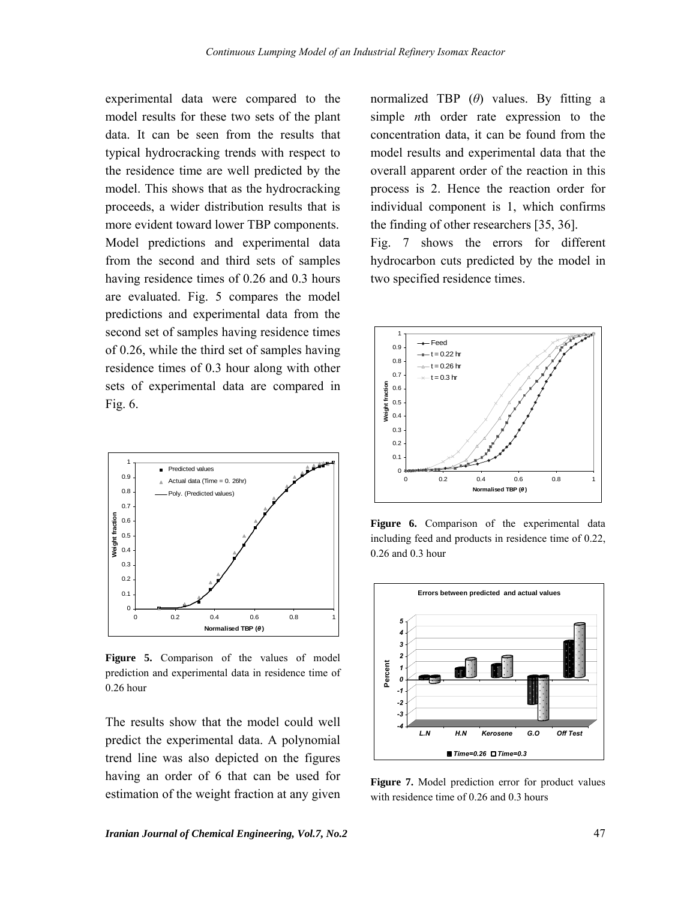experimental data were compared to the model results for these two sets of the plant data. It can be seen from the results that typical hydrocracking trends with respect to the residence time are well predicted by the model. This shows that as the hydrocracking proceeds, a wider distribution results that is more evident toward lower TBP components.

Model predictions and experimental data from the second and third sets of samples having residence times of 0.26 and 0.3 hours are evaluated. Fig. 5 compares the model predictions and experimental data from the second set of samples having residence times of 0.26, while the third set of samples having residence times of 0.3 hour along with other sets of experimental data are compared in Fig. 6.

**Figure 5.** Comparison of the values of model prediction and experimental data in residence time of 0.26 hour

The results show that the model could well predict the experimental data. A polynomial trend line was also depicted on the figures having an order of 6 that can be used for estimation of the weight fraction at any given normalized TBP ($\theta$) values. By fitting a simple *n*th order rate expression to the concentration data, it can be found from the model results and experimental data that the overall apparent order of the reaction in this process is 2. Hence the reaction order for individual component is 1, which confirms the finding of other researchers [35, 36].

Fig. 7 shows the errors for different hydrocarbon cuts predicted by the model in two specified residence times.

**Figure 6.** Comparison of the experimental data including feed and products in residence time of 0.22, 0.26 and 0.3 hour

**Figure 7.** Model prediction error for product values with residence time of 0.26 and 0.3 hours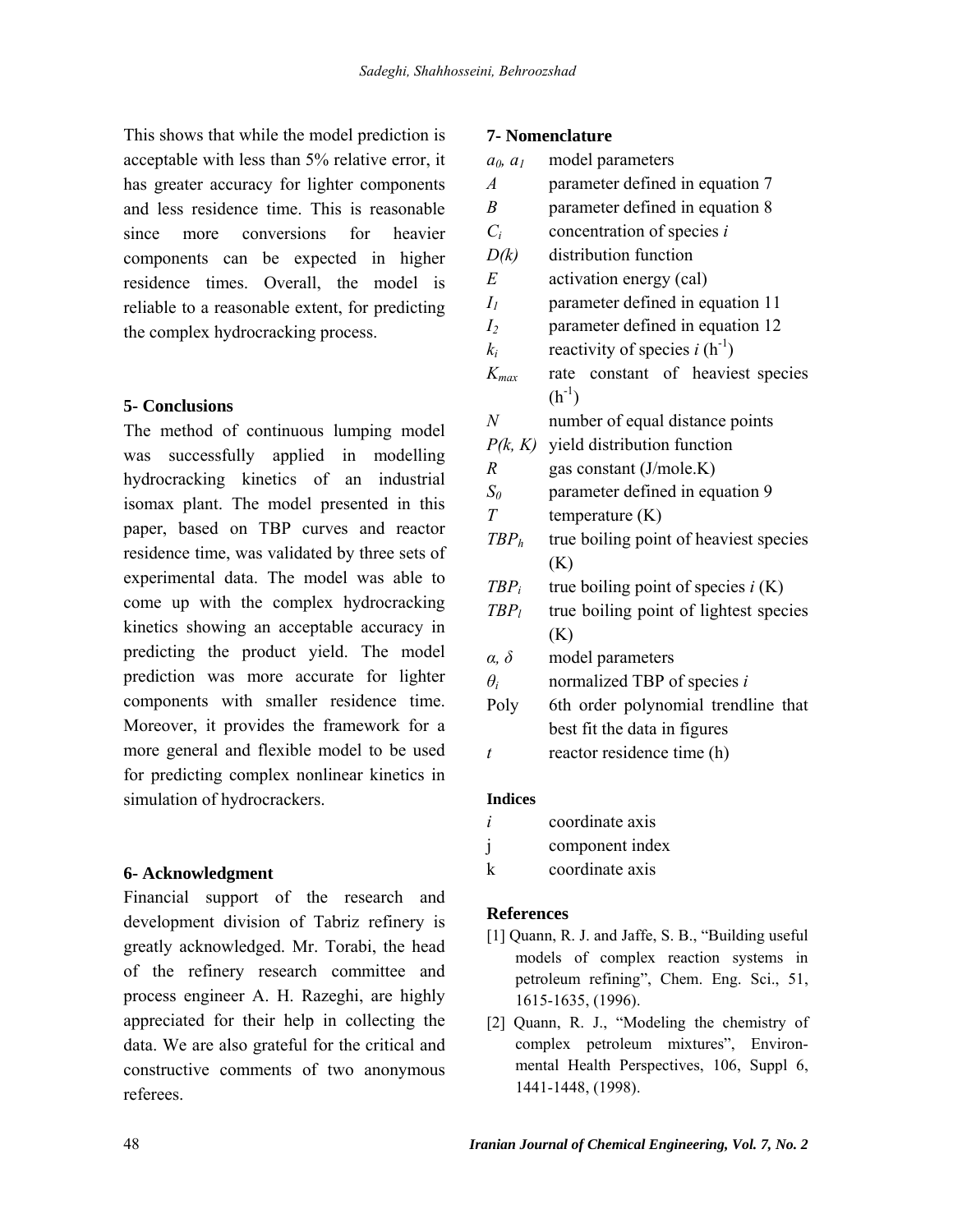This shows that while the model prediction is acceptable with less than 5% relative error, it has greater accuracy for lighter components and less residence time. This is reasonable since more conversions for heavier components can be expected in higher residence times. Overall, the model is reliable to a reasonable extent, for predicting the complex hydrocracking process.

## 5- Conclusions

The method of continuous lumping model was successfully applied in modelling hydrocracking kinetics of an industrial isomax plant. The model presented in this paper, based on TBP curves and reactor residence time, was validated by three sets of experimental data. The model was able to come up with the complex hydrocracking kinetics showing an acceptable accuracy in predicting the product yield. The model prediction was more accurate for lighter components with smaller residence time. Moreover, it provides the framework for a more general and flexible model to be used for predicting complex nonlinear kinetics in simulation of hydrocrackers.

## 6- Acknowledgment

Financial support of the research and development division of Tabriz refinery is greatly acknowledged. Mr. Torabi, the head of the refinery research committee and process engineer A. H. Razeghi, are highly appreciated for their help in collecting the data. We are also grateful for the critical and constructive comments of two anonymous referees.

## 7- Nomenclature

| | |
|---|---|
| $a_0$, $a_1$ | model parameters |
| $A$ | parameter defined in equation 7 |
| $B$ | parameter defined in equation 8 |
| $C_i$ | concentration of species $i$ |
| $D(k)$ | distribution function |
| $E$ | activation energy (cal) |
| $I_1$ | parameter defined in equation 11 |
| $I_2$ | parameter defined in equation 12 |
| $k_i$ | reactivity of species $i$ ($h^{-1}$) |
| $K_{max}$ | rate constant of heaviest species ($h^{-1}$) |
| $N$ | number of equal distance points |
| $P(k, K)$ | yield distribution function |
| $R$ | gas constant (J/mole.K) |
| $S_0$ | parameter defined in equation 9 |
| $T$ | temperature (K) |
| $TBP_h$ | true boiling point of heaviest species (K) |
| $TBP_i$ | true boiling point of species $i$ (K) |
| $TBP_l$ | true boiling point of lightest species (K) |
| $\alpha$, $\delta$ | model parameters |
| $\theta_i$ | normalized TBP of species $i$ |
| Poly | 6th order polynomial trendline that best fit the data in figures |
| $t$ | reactor residence time (h) |

### Indices

| | |
|---|---|
| $i$ | coordinate axis |
| j | component index |
| k | coordinate axis |

## References

[1] Quann, R. J. and Jaffe, S. B., "Building useful models of complex reaction systems in petroleum refining", Chem. Eng. Sci., 51, 1615-1635, (1996).

[2] Quann, R. J., "Modeling the chemistry of complex petroleum mixtures", Environmental Health Perspectives, 106, Suppl 6, 1441-1448, (1998).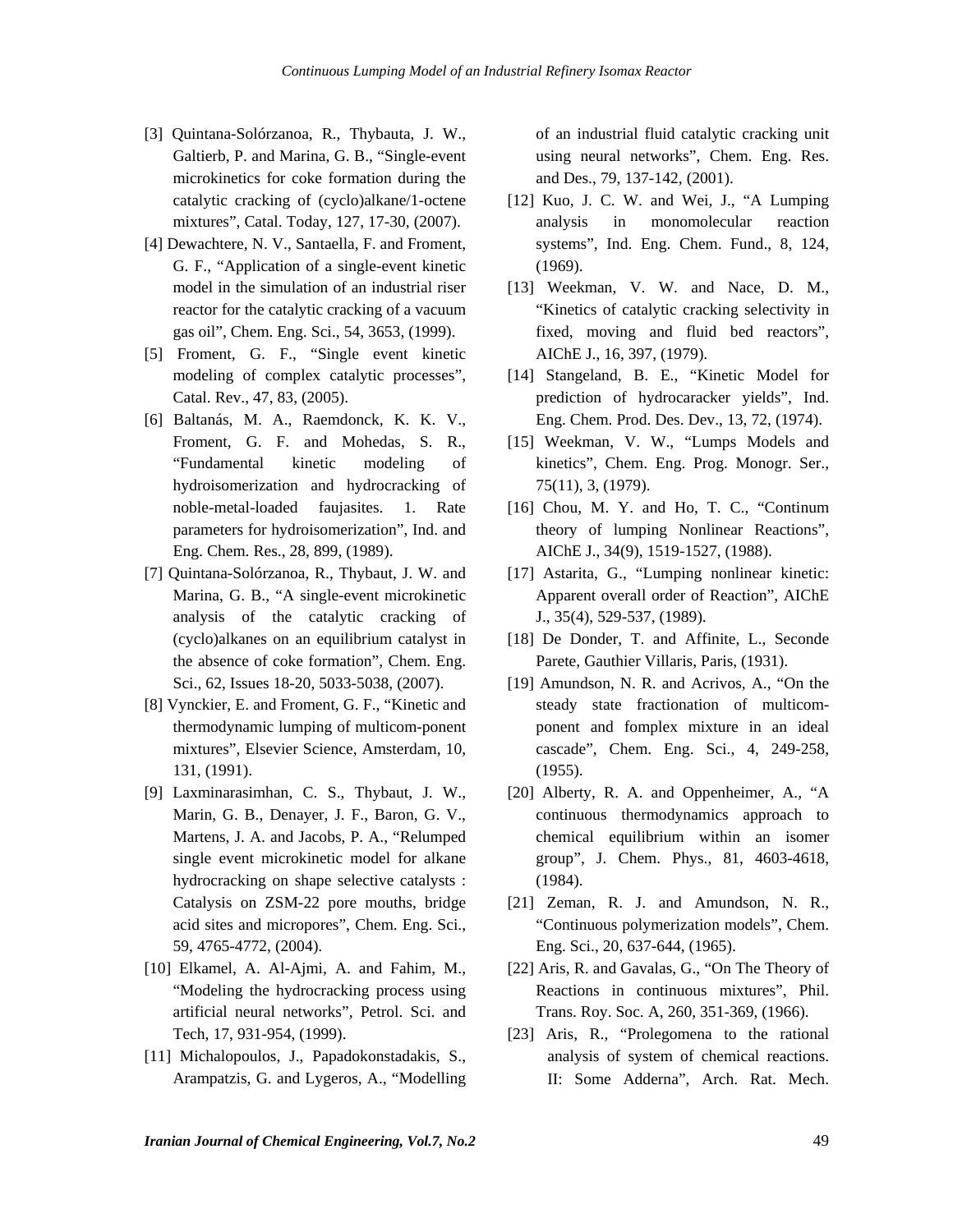[3] Quintana-Solórzanoa, R., Thybauta, J. W., Galtierb, P. and Marina, G. B., "Single-event microkinetics for coke formation during the catalytic cracking of (cyclo)alkane/1-octene mixtures", Catal. Today, 127, 17-30, (2007).

[4] Dewachtere, N. V., Santaella, F. and Froment, G. F., "Application of a single-event kinetic model in the simulation of an industrial riser reactor for the catalytic cracking of a vacuum gas oil", Chem. Eng. Sci., 54, 3653, (1999).

[5] Froment, G. F., "Single event kinetic modeling of complex catalytic processes", Catal. Rev., 47, 83, (2005).

[6] Baltanás, M. A., Raemdonck, K. K. V., Froment, G. F. and Mohedas, S. R., "Fundamental kinetic modeling of hydroisomerization and hydrocracking of noble-metal-loaded faujasites. 1. Rate parameters for hydroisomerization", Ind. and Eng. Chem. Res., 28, 899, (1989).

[7] Quintana-Solórzanoa, R., Thybaut, J. W. and Marina, G. B., "A single-event microkinetic analysis of the catalytic cracking of (cyclo)alkanes on an equilibrium catalyst in the absence of coke formation", Chem. Eng. Sci., 62, Issues 18-20, 5033-5038, (2007).

[8] Vynckier, E. and Froment, G. F., "Kinetic and thermodynamic lumping of multicom-ponent mixtures", Elsevier Science, Amsterdam, 10, 131, (1991).

[9] Laxminarasimhan, C. S., Thybaut, J. W., Marin, G. B., Denayer, J. F., Baron, G. V., Martens, J. A. and Jacobs, P. A., "Relumped single event microkinetic model for alkane hydrocracking on shape selective catalysts : Catalysis on ZSM-22 pore mouths, bridge acid sites and micropores", Chem. Eng. Sci., 59, 4765-4772, (2004).

[10] Elkamel, A. Al-Ajmi, A. and Fahim, M., "Modeling the hydrocracking process using artificial neural networks", Petrol. Sci. and Tech, 17, 931-954, (1999).

[11] Michalopoulos, J., Papadokonstadakis, S., Arampatzis, G. and Lygeros, A., "Modelling of an industrial fluid catalytic cracking unit using neural networks", Chem. Eng. Res. and Des., 79, 137-142, (2001).

[12] Kuo, J. C. W. and Wei, J., "A Lumping analysis in monomolecular reaction systems", Ind. Eng. Chem. Fund., 8, 124, (1969).

[13] Weekman, V. W. and Nace, D. M., "Kinetics of catalytic cracking selectivity in fixed, moving and fluid bed reactors", AIChE J., 16, 397, (1979).

[14] Stangeland, B. E., "Kinetic Model for prediction of hydrocaracker yields", Ind. Eng. Chem. Prod. Des. Dev., 13, 72, (1974).

[15] Weekman, V. W., "Lumps Models and kinetics", Chem. Eng. Prog. Monogr. Ser., 75(11), 3, (1979).

[16] Chou, M. Y. and Ho, T. C., "Continum theory of lumping Nonlinear Reactions", AIChE J., 34(9), 1519-1527, (1988).

[17] Astarita, G., "Lumping nonlinear kinetic: Apparent overall order of Reaction", AIChE J., 35(4), 529-537, (1989).

[18] De Donder, T. and Affinite, L., Seconde Parete, Gauthier Villaris, Paris, (1931).

[19] Amundson, N. R. and Acrivos, A., "On the steady state fractionation of multicom-ponent and fomplex mixture in an ideal cascade", Chem. Eng. Sci., 4, 249-258, (1955).

[20] Alberty, R. A. and Oppenheimer, A., "A continuous thermodynamics approach to chemical equilibrium within an isomer group", J. Chem. Phys., 81, 4603-4618, (1984).

[21] Zeman, R. J. and Amundson, N. R., "Continuous polymerization models", Chem. Eng. Sci., 20, 637-644, (1965).

[22] Aris, R. and Gavalas, G., "On The Theory of Reactions in continuous mixtures", Phil. Trans. Roy. Soc. A, 260, 351-369, (1966).

[23] Aris, R., "Prolegomena to the rational analysis of system of chemical reactions. II: Some Adderna", Arch. Rat. Mech.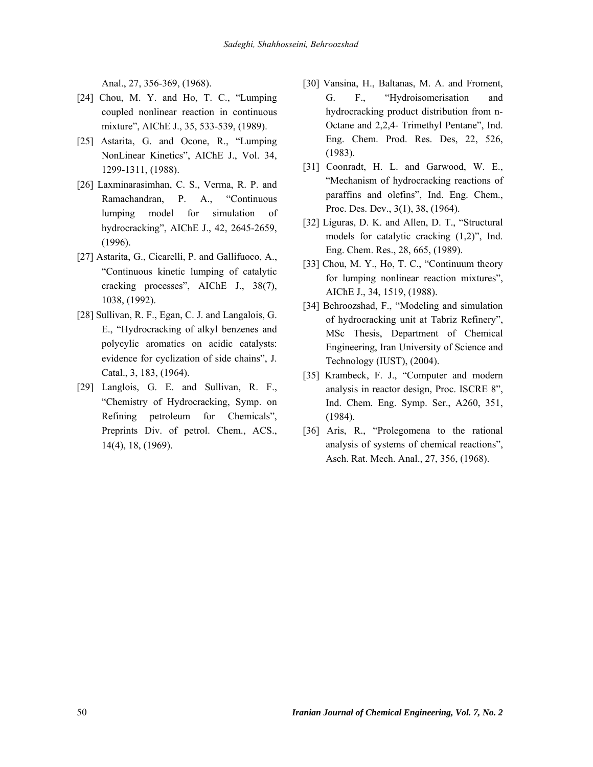Anal., 27, 356-369, (1968).

[24] Chou, M. Y. and Ho, T. C., "Lumping coupled nonlinear reaction in continuous mixture", AIChE J., 35, 533-539, (1989).

[25] Astarita, G. and Ocone, R., "Lumping NonLinear Kinetics", AIChE J., Vol. 34, 1299-1311, (1988).

[26] Laxminarasimhan, C. S., Verma, R. P. and Ramachandran, P. A., "Continuous lumping model for simulation of hydrocracking", AIChE J., 42, 2645-2659, (1996).

[27] Astarita, G., Cicarelli, P. and Gallifuoco, A., "Continuous kinetic lumping of catalytic cracking processes", AIChE J., 38(7), 1038, (1992).

[28] Sullivan, R. F., Egan, C. J. and Langalois, G. E., "Hydrocracking of alkyl benzenes and polycylic aromatics on acidic catalysts: evidence for cyclization of side chains", J. Catal., 3, 183, (1964).

[29] Langlois, G. E. and Sullivan, R. F., "Chemistry of Hydrocracking, Symp. on Refining petroleum for Chemicals", Preprints Div. of petrol. Chem., ACS., 14(4), 18, (1969).

[30] Vansina, H., Baltanas, M. A. and Froment, G. F., "Hydroisomerisation and hydrocracking product distribution from n-Octane and 2,2,4- Trimethyl Pentane", Ind. Eng. Chem. Prod. Res. Des, 22, 526, (1983).

[31] Coonradt, H. L. and Garwood, W. E., "Mechanism of hydrocracking reactions of paraffins and olefins", Ind. Eng. Chem., Proc. Des. Dev., 3(1), 38, (1964).

[32] Liguras, D. K. and Allen, D. T., "Structural models for catalytic cracking (1,2)", Ind. Eng. Chem. Res., 28, 665, (1989).

[33] Chou, M. Y., Ho, T. C., "Continuum theory for lumping nonlinear reaction mixtures", AIChE J., 34, 1519, (1988).

[34] Behroozshad, F., "Modeling and simulation of hydrocracking unit at Tabriz Refinery", MSc Thesis, Department of Chemical Engineering, Iran University of Science and Technology (IUST), (2004).

[35] Krambeck, F. J., "Computer and modern analysis in reactor design, Proc. ISCRE 8", Ind. Chem. Eng. Symp. Ser., A260, 351, (1984).

[36] Aris, R., "Prolegomena to the rational analysis of systems of chemical reactions", Asch. Rat. Mech. Anal., 27, 356, (1968).